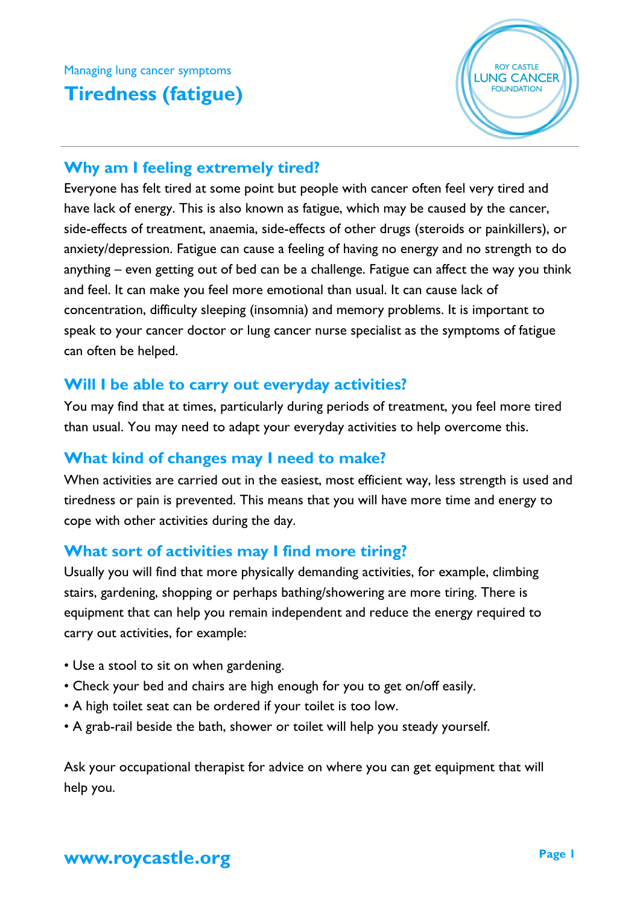Managing lung cancer symptoms

# Tiredness (fatigue)

ROY CASTLE LUNG CANCER FOUNDATION

## Why am I feeling extremely tired?

Everyone has felt tired at some point but people with cancer often feel very tired and have lack of energy. This is also known as fatigue, which may be caused by the cancer, side-effects of treatment, anaemia, side-effects of other drugs (steroids or painkillers), or anxiety/depression. Fatigue can cause a feeling of having no energy and no strength to do anything – even getting out of bed can be a challenge. Fatigue can affect the way you think and feel. It can make you feel more emotional than usual. It can cause lack of concentration, difficulty sleeping (insomnia) and memory problems. It is important to speak to your cancer doctor or lung cancer nurse specialist as the symptoms of fatigue can often be helped.

## Will I be able to carry out everyday activities?

You may find that at times, particularly during periods of treatment, you feel more tired than usual. You may need to adapt your everyday activities to help overcome this.

## What kind of changes may I need to make?

When activities are carried out in the easiest, most efficient way, less strength is used and tiredness or pain is prevented. This means that you will have more time and energy to cope with other activities during the day.

## What sort of activities may I find more tiring?

Usually you will find that more physically demanding activities, for example, climbing stairs, gardening, shopping or perhaps bathing/showering are more tiring. There is equipment that can help you remain independent and reduce the energy required to carry out activities, for example:

- Use a stool to sit on when gardening.
- Check your bed and chairs are high enough for you to get on/off easily.
- A high toilet seat can be ordered if your toilet is too low.
- A grab-rail beside the bath, shower or toilet will help you steady yourself.

Ask your occupational therapist for advice on where you can get equipment that will help you.

www.roycastle.org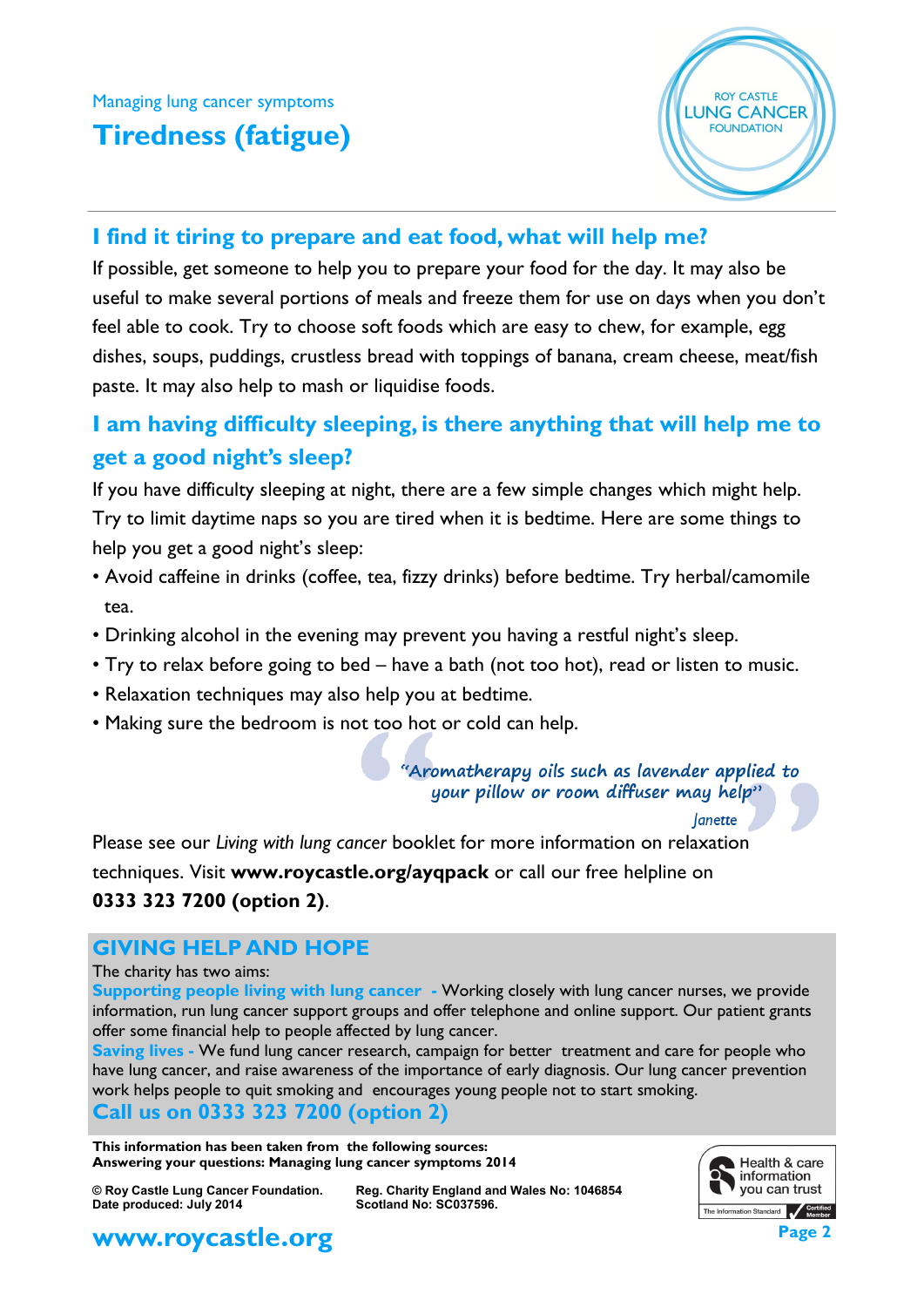Managing lung cancer symptoms

# Tiredness (fatigue)

ROY CASTLE LUNG CANCER FOUNDATION

## I find it tiring to prepare and eat food, what will help me?

If possible, get someone to help you to prepare your food for the day. It may also be useful to make several portions of meals and freeze them for use on days when you don't feel able to cook. Try to choose soft foods which are easy to chew, for example, egg dishes, soups, puddings, crustless bread with toppings of banana, cream cheese, meat/fish paste. It may also help to mash or liquidise foods.

## I am having difficulty sleeping, is there anything that will help me to get a good night's sleep?

If you have difficulty sleeping at night, there are a few simple changes which might help. Try to limit daytime naps so you are tired when it is bedtime. Here are some things to help you get a good night's sleep:

- Avoid caffeine in drinks (coffee, tea, fizzy drinks) before bedtime. Try herbal/camomile tea.
- Drinking alcohol in the evening may prevent you having a restful night's sleep.
- Try to relax before going to bed – have a bath (not too hot), read or listen to music.
- Relaxation techniques may also help you at bedtime.
- Making sure the bedroom is not too hot or cold can help.

> *"Aromatherapy oils such as lavender applied to your pillow or room diffuser may help"*
>
> *Janette*

Please see our *Living with lung cancer* booklet for more information on relaxation techniques. Visit **www.roycastle.org/ayqpack** or call our free helpline on **0333 323 7200 (option 2)**.

## GIVING HELP AND HOPE

The charity has two aims:

**Supporting people living with lung cancer** - Working closely with lung cancer nurses, we provide information, run lung cancer support groups and offer telephone and online support. Our patient grants offer some financial help to people affected by lung cancer.

**Saving lives** - We fund lung cancer research, campaign for better treatment and care for people who have lung cancer, and raise awareness of the importance of early diagnosis. Our lung cancer prevention work helps people to quit smoking and encourages young people not to start smoking.

**Call us on 0333 323 7200 (option 2)**

**This information has been taken from the following sources:**
**Answering your questions: Managing lung cancer symptoms 2014**

**© Roy Castle Lung Cancer Foundation.**
**Date produced: July 2014**

**Reg. Charity England and Wales No: 1046854**
**Scotland No: SC037596.**

Health & care information you can trust
The Information Standard — Certified Member

**www.roycastle.org**